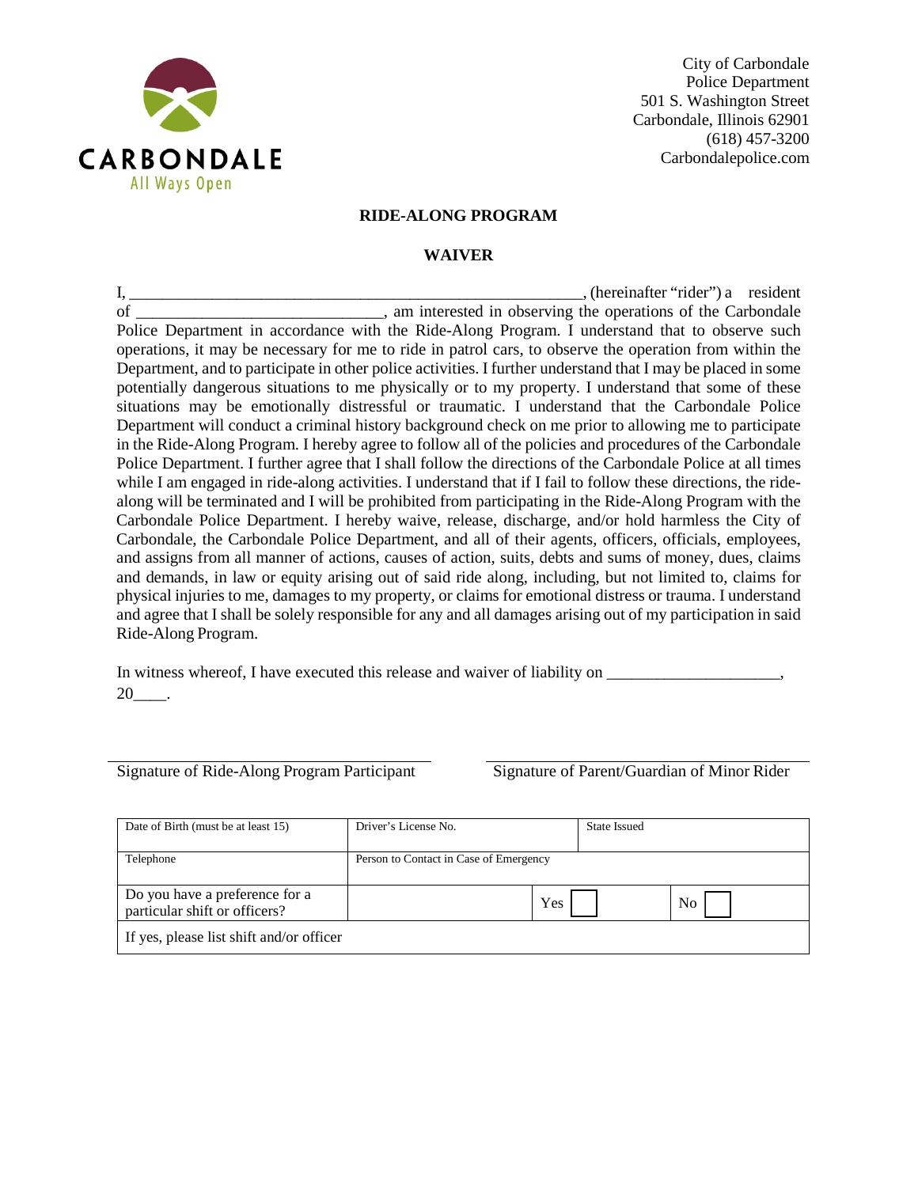CARBONDALE
All Ways Open

City of Carbondale
Police Department
501 S. Washington Street
Carbondale, Illinois 62901
(618) 457-3200
Carbondalepolice.com

## RIDE-ALONG PROGRAM

## WAIVER

I, ________________________________________________________, (hereinafter "rider") a resident of ______________________________, am interested in observing the operations of the Carbondale Police Department in accordance with the Ride-Along Program. I understand that to observe such operations, it may be necessary for me to ride in patrol cars, to observe the operation from within the Department, and to participate in other police activities. I further understand that I may be placed in some potentially dangerous situations to me physically or to my property. I understand that some of these situations may be emotionally distressful or traumatic. I understand that the Carbondale Police Department will conduct a criminal history background check on me prior to allowing me to participate in the Ride-Along Program. I hereby agree to follow all of the policies and procedures of the Carbondale Police Department. I further agree that I shall follow the directions of the Carbondale Police at all times while I am engaged in ride-along activities. I understand that if I fail to follow these directions, the ride-along will be terminated and I will be prohibited from participating in the Ride-Along Program with the Carbondale Police Department. I hereby waive, release, discharge, and/or hold harmless the City of Carbondale, the Carbondale Police Department, and all of their agents, officers, officials, employees, and assigns from all manner of actions, causes of action, suits, debts and sums of money, dues, claims and demands, in law or equity arising out of said ride along, including, but not limited to, claims for physical injuries to me, damages to my property, or claims for emotional distress or trauma. I understand and agree that I shall be solely responsible for any and all damages arising out of my participation in said Ride-Along Program.

In witness whereof, I have executed this release and waiver of liability on ____________________, 20____.

______________________________ Signature of Ride-Along Program Participant

______________________________ Signature of Parent/Guardian of Minor Rider

| Date of Birth (must be at least 15) | Driver's License No. | | State Issued | |
|---|---|---|---|---|
| Telephone | Person to Contact in Case of Emergency | | | |
| Do you have a preference for a particular shift or officers? | | Yes ☐ | | No ☐ |
| If yes, please list shift and/or officer | | | | |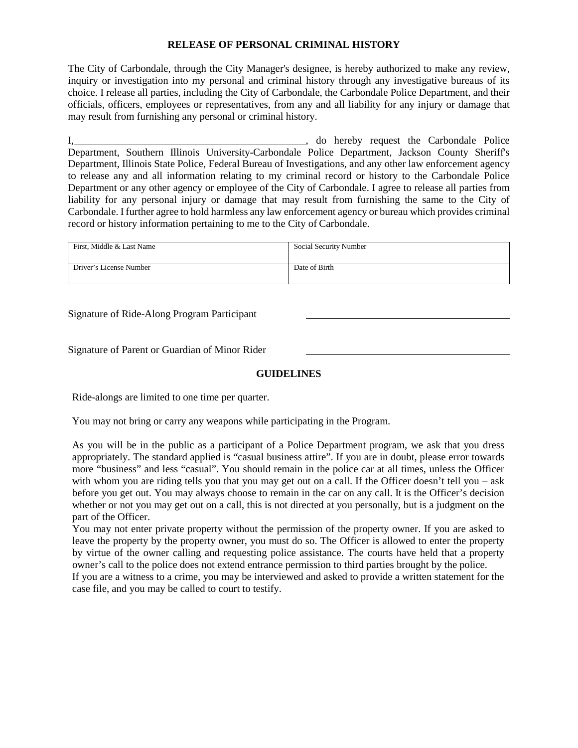## RELEASE OF PERSONAL CRIMINAL HISTORY

The City of Carbondale, through the City Manager's designee, is hereby authorized to make any review, inquiry or investigation into my personal and criminal history through any investigative bureaus of its choice. I release all parties, including the City of Carbondale, the Carbondale Police Department, and their officials, officers, employees or representatives, from any and all liability for any injury or damage that may result from furnishing any personal or criminal history.

I,\_\_\_\_\_\_\_\_\_\_\_\_\_\_\_\_\_\_\_\_\_\_\_\_\_\_\_\_\_\_\_\_\_\_\_\_\_\_\_\_\_\_\_\_, do hereby request the Carbondale Police Department, Southern Illinois University-Carbondale Police Department, Jackson County Sheriff's Department, Illinois State Police, Federal Bureau of Investigations, and any other law enforcement agency to release any and all information relating to my criminal record or history to the Carbondale Police Department or any other agency or employee of the City of Carbondale. I agree to release all parties from liability for any personal injury or damage that may result from furnishing the same to the City of Carbondale. I further agree to hold harmless any law enforcement agency or bureau which provides criminal record or history information pertaining to me to the City of Carbondale.

| | |
|---|---|
| First, Middle & Last Name | Social Security Number |
| Driver's License Number | Date of Birth |

Signature of Ride-Along Program Participant \_\_\_\_\_\_\_\_\_\_\_\_\_\_\_\_\_\_\_\_\_\_\_\_\_\_\_\_\_\_\_\_\_\_\_\_\_\_\_\_

Signature of Parent or Guardian of Minor Rider \_\_\_\_\_\_\_\_\_\_\_\_\_\_\_\_\_\_\_\_\_\_\_\_\_\_\_\_\_\_\_\_\_\_\_\_\_\_\_\_

## GUIDELINES

Ride-alongs are limited to one time per quarter.

You may not bring or carry any weapons while participating in the Program.

As you will be in the public as a participant of a Police Department program, we ask that you dress appropriately. The standard applied is "casual business attire". If you are in doubt, please error towards more "business" and less "casual". You should remain in the police car at all times, unless the Officer with whom you are riding tells you that you may get out on a call. If the Officer doesn't tell you – ask before you get out. You may always choose to remain in the car on any call. It is the Officer's decision whether or not you may get out on a call, this is not directed at you personally, but is a judgment on the part of the Officer.

You may not enter private property without the permission of the property owner. If you are asked to leave the property by the property owner, you must do so. The Officer is allowed to enter the property by virtue of the owner calling and requesting police assistance. The courts have held that a property owner's call to the police does not extend entrance permission to third parties brought by the police.

If you are a witness to a crime, you may be interviewed and asked to provide a written statement for the case file, and you may be called to court to testify.